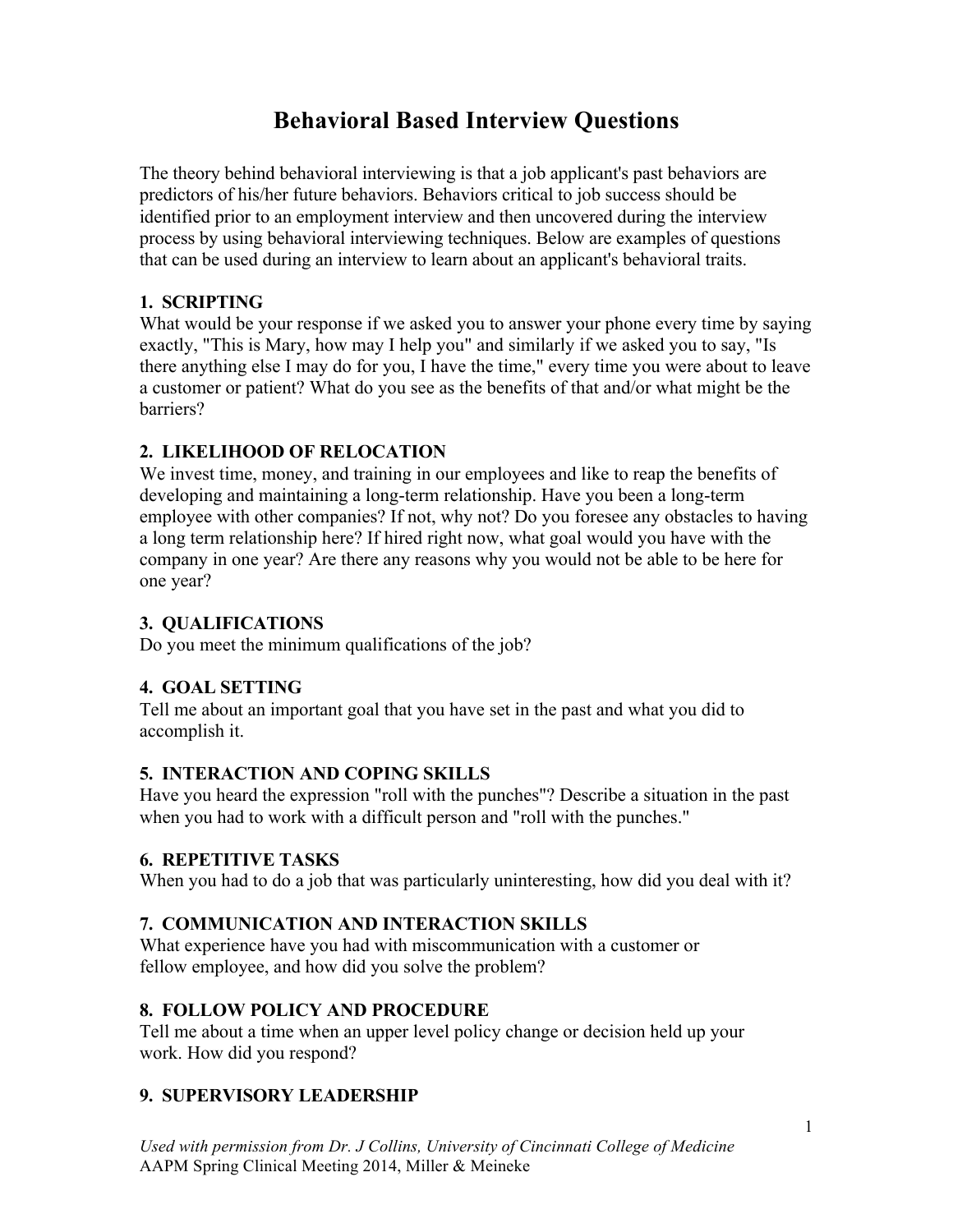# Behavioral Based Interview Questions

The theory behind behavioral interviewing is that a job applicant's past behaviors are predictors of his/her future behaviors. Behaviors critical to job success should be identified prior to an employment interview and then uncovered during the interview process by using behavioral interviewing techniques. Below are examples of questions that can be used during an interview to learn about an applicant's behavioral traits.

**1. SCRIPTING**
What would be your response if we asked you to answer your phone every time by saying exactly, "This is Mary, how may I help you" and similarly if we asked you to say, "Is there anything else I may do for you, I have the time," every time you were about to leave a customer or patient? What do you see as the benefits of that and/or what might be the barriers?

**2. LIKELIHOOD OF RELOCATION**
We invest time, money, and training in our employees and like to reap the benefits of developing and maintaining a long-term relationship. Have you been a long-term employee with other companies? If not, why not? Do you foresee any obstacles to having a long term relationship here? If hired right now, what goal would you have with the company in one year? Are there any reasons why you would not be able to be here for one year?

**3. QUALIFICATIONS**
Do you meet the minimum qualifications of the job?

**4. GOAL SETTING**
Tell me about an important goal that you have set in the past and what you did to accomplish it.

**5. INTERACTION AND COPING SKILLS**
Have you heard the expression "roll with the punches"? Describe a situation in the past when you had to work with a difficult person and "roll with the punches."

**6. REPETITIVE TASKS**
When you had to do a job that was particularly uninteresting, how did you deal with it?

**7. COMMUNICATION AND INTERACTION SKILLS**
What experience have you had with miscommunication with a customer or fellow employee, and how did you solve the problem?

**8. FOLLOW POLICY AND PROCEDURE**
Tell me about a time when an upper level policy change or decision held up your work. How did you respond?

**9. SUPERVISORY LEADERSHIP**

*Used with permission from Dr. J Collins, University of Cincinnati College of Medicine*
AAPM Spring Clinical Meeting 2014, Miller & Meineke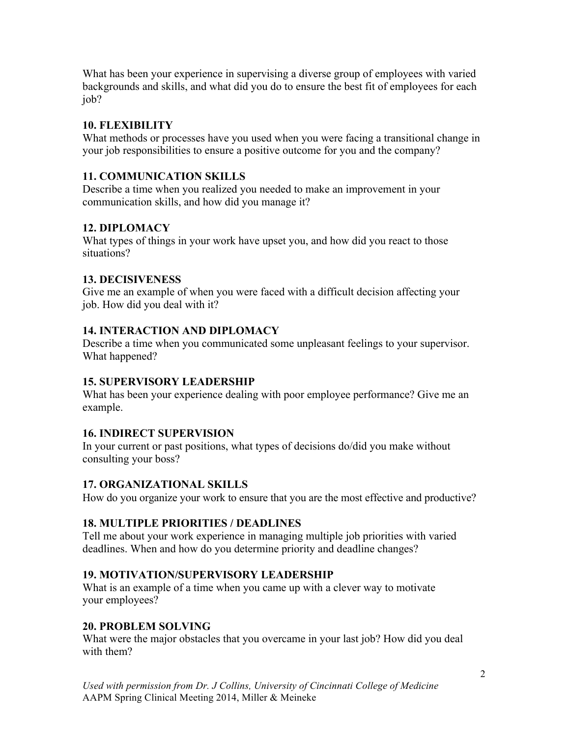What has been your experience in supervising a diverse group of employees with varied backgrounds and skills, and what did you do to ensure the best fit of employees for each job?

**10. FLEXIBILITY**
What methods or processes have you used when you were facing a transitional change in your job responsibilities to ensure a positive outcome for you and the company?

**11. COMMUNICATION SKILLS**
Describe a time when you realized you needed to make an improvement in your communication skills, and how did you manage it?

**12. DIPLOMACY**
What types of things in your work have upset you, and how did you react to those situations?

**13. DECISIVENESS**
Give me an example of when you were faced with a difficult decision affecting your job. How did you deal with it?

**14. INTERACTION AND DIPLOMACY**
Describe a time when you communicated some unpleasant feelings to your supervisor. What happened?

**15. SUPERVISORY LEADERSHIP**
What has been your experience dealing with poor employee performance? Give me an example.

**16. INDIRECT SUPERVISION**
In your current or past positions, what types of decisions do/did you make without consulting your boss?

**17. ORGANIZATIONAL SKILLS**
How do you organize your work to ensure that you are the most effective and productive?

**18. MULTIPLE PRIORITIES / DEADLINES**
Tell me about your work experience in managing multiple job priorities with varied deadlines. When and how do you determine priority and deadline changes?

**19. MOTIVATION/SUPERVISORY LEADERSHIP**
What is an example of a time when you came up with a clever way to motivate your employees?

**20. PROBLEM SOLVING**
What were the major obstacles that you overcame in your last job? How did you deal with them?

*Used with permission from Dr. J Collins, University of Cincinnati College of Medicine*
AAPM Spring Clinical Meeting 2014, Miller & Meineke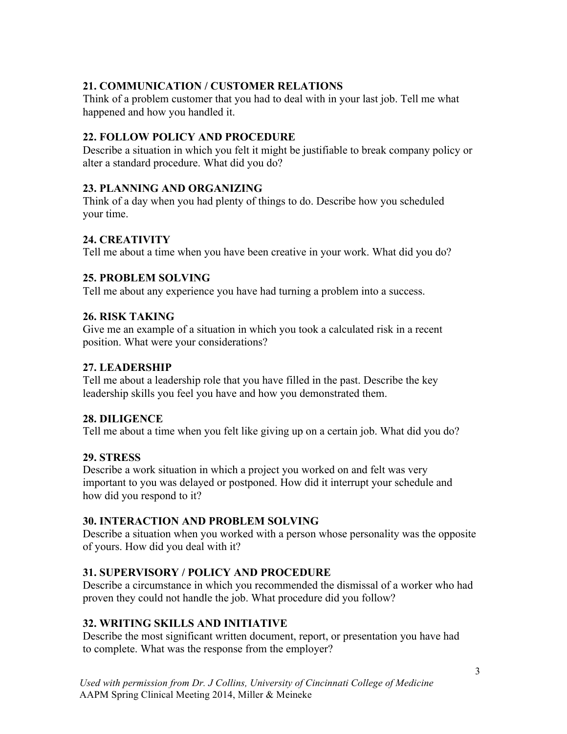**21. COMMUNICATION / CUSTOMER RELATIONS**
Think of a problem customer that you had to deal with in your last job. Tell me what happened and how you handled it.

**22. FOLLOW POLICY AND PROCEDURE**
Describe a situation in which you felt it might be justifiable to break company policy or alter a standard procedure. What did you do?

**23. PLANNING AND ORGANIZING**
Think of a day when you had plenty of things to do. Describe how you scheduled your time.

**24. CREATIVITY**
Tell me about a time when you have been creative in your work. What did you do?

**25. PROBLEM SOLVING**
Tell me about any experience you have had turning a problem into a success.

**26. RISK TAKING**
Give me an example of a situation in which you took a calculated risk in a recent position. What were your considerations?

**27. LEADERSHIP**
Tell me about a leadership role that you have filled in the past. Describe the key leadership skills you feel you have and how you demonstrated them.

**28. DILIGENCE**
Tell me about a time when you felt like giving up on a certain job. What did you do?

**29. STRESS**
Describe a work situation in which a project you worked on and felt was very important to you was delayed or postponed. How did it interrupt your schedule and how did you respond to it?

**30. INTERACTION AND PROBLEM SOLVING**
Describe a situation when you worked with a person whose personality was the opposite of yours. How did you deal with it?

**31. SUPERVISORY / POLICY AND PROCEDURE**
Describe a circumstance in which you recommended the dismissal of a worker who had proven they could not handle the job. What procedure did you follow?

**32. WRITING SKILLS AND INITIATIVE**
Describe the most significant written document, report, or presentation you have had to complete. What was the response from the employer?

*Used with permission from Dr. J Collins, University of Cincinnati College of Medicine*
AAPM Spring Clinical Meeting 2014, Miller & Meineke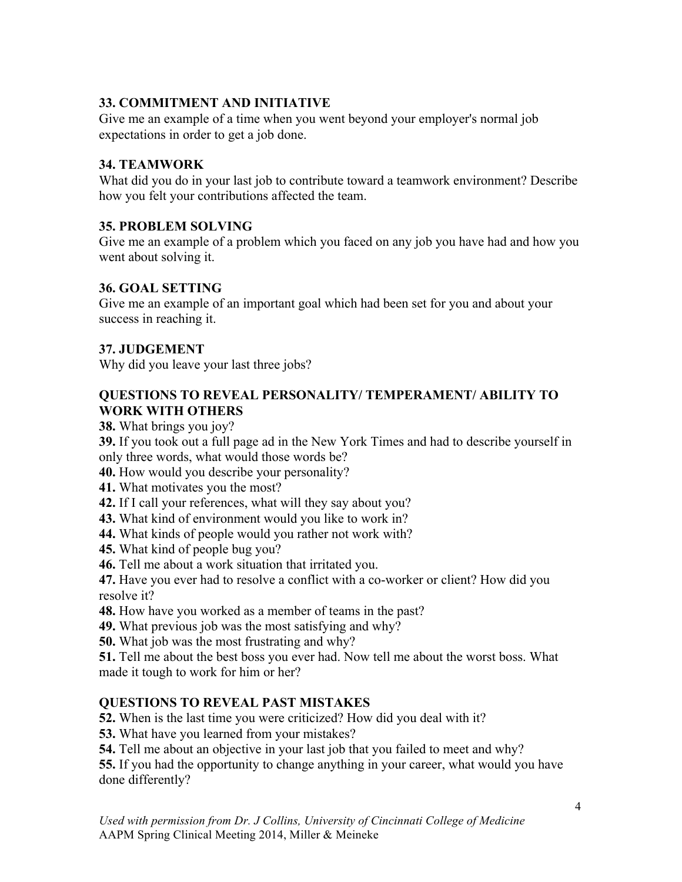### 33. COMMITMENT AND INITIATIVE

Give me an example of a time when you went beyond your employer's normal job expectations in order to get a job done.

### 34. TEAMWORK

What did you do in your last job to contribute toward a teamwork environment? Describe how you felt your contributions affected the team.

### 35. PROBLEM SOLVING

Give me an example of a problem which you faced on any job you have had and how you went about solving it.

### 36. GOAL SETTING

Give me an example of an important goal which had been set for you and about your success in reaching it.

### 37. JUDGEMENT

Why did you leave your last three jobs?

### QUESTIONS TO REVEAL PERSONALITY/ TEMPERAMENT/ ABILITY TO WORK WITH OTHERS

**38.** What brings you joy?
**39.** If you took out a full page ad in the New York Times and had to describe yourself in only three words, what would those words be?
**40.** How would you describe your personality?
**41.** What motivates you the most?
**42.** If I call your references, what will they say about you?
**43.** What kind of environment would you like to work in?
**44.** What kinds of people would you rather not work with?
**45.** What kind of people bug you?
**46.** Tell me about a work situation that irritated you.
**47.** Have you ever had to resolve a conflict with a co-worker or client? How did you resolve it?
**48.** How have you worked as a member of teams in the past?
**49.** What previous job was the most satisfying and why?
**50.** What job was the most frustrating and why?
**51.** Tell me about the best boss you ever had. Now tell me about the worst boss. What made it tough to work for him or her?

### QUESTIONS TO REVEAL PAST MISTAKES

**52.** When is the last time you were criticized? How did you deal with it?
**53.** What have you learned from your mistakes?
**54.** Tell me about an objective in your last job that you failed to meet and why?
**55.** If you had the opportunity to change anything in your career, what would you have done differently?

*Used with permission from Dr. J Collins, University of Cincinnati College of Medicine*
AAPM Spring Clinical Meeting 2014, Miller & Meineke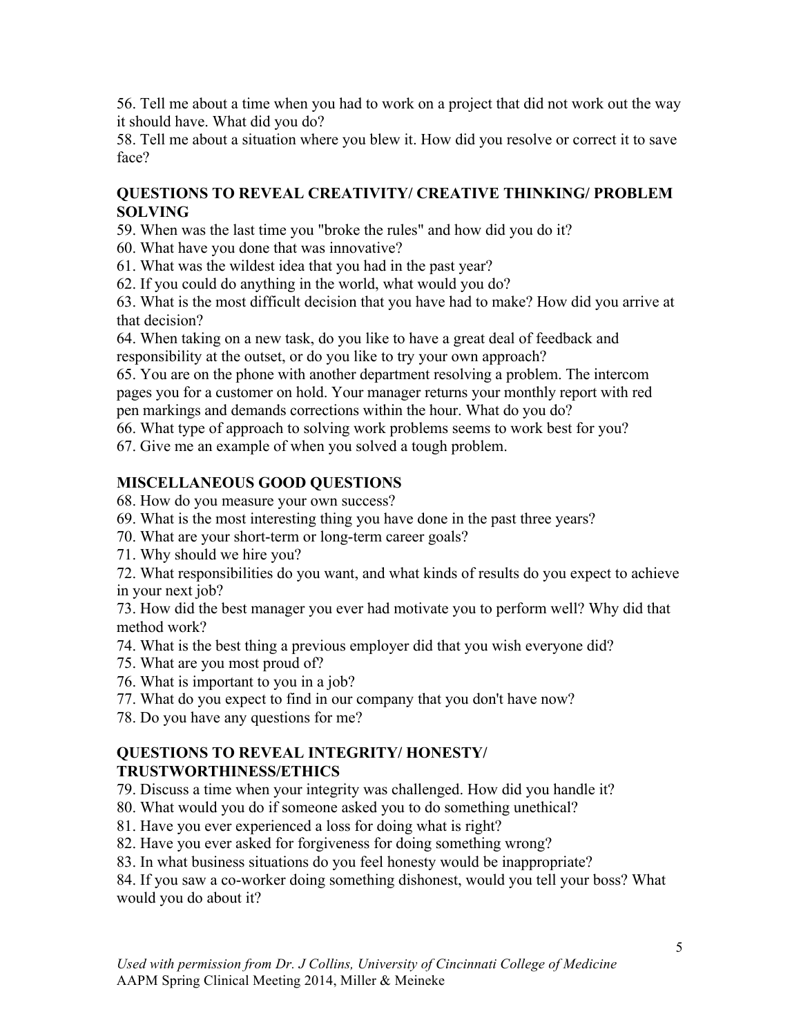56. Tell me about a time when you had to work on a project that did not work out the way it should have. What did you do?

58. Tell me about a situation where you blew it. How did you resolve or correct it to save face?

**QUESTIONS TO REVEAL CREATIVITY/ CREATIVE THINKING/ PROBLEM SOLVING**

59. When was the last time you "broke the rules" and how did you do it?

60. What have you done that was innovative?

61. What was the wildest idea that you had in the past year?

62. If you could do anything in the world, what would you do?

63. What is the most difficult decision that you have had to make? How did you arrive at that decision?

64. When taking on a new task, do you like to have a great deal of feedback and responsibility at the outset, or do you like to try your own approach?

65. You are on the phone with another department resolving a problem. The intercom pages you for a customer on hold. Your manager returns your monthly report with red pen markings and demands corrections within the hour. What do you do?

66. What type of approach to solving work problems seems to work best for you?

67. Give me an example of when you solved a tough problem.

**MISCELLANEOUS GOOD QUESTIONS**

68. How do you measure your own success?

69. What is the most interesting thing you have done in the past three years?

70. What are your short-term or long-term career goals?

71. Why should we hire you?

72. What responsibilities do you want, and what kinds of results do you expect to achieve in your next job?

73. How did the best manager you ever had motivate you to perform well? Why did that method work?

74. What is the best thing a previous employer did that you wish everyone did?

75. What are you most proud of?

76. What is important to you in a job?

77. What do you expect to find in our company that you don't have now?

78. Do you have any questions for me?

**QUESTIONS TO REVEAL INTEGRITY/ HONESTY/ TRUSTWORTHINESS/ETHICS**

79. Discuss a time when your integrity was challenged. How did you handle it?

80. What would you do if someone asked you to do something unethical?

81. Have you ever experienced a loss for doing what is right?

82. Have you ever asked for forgiveness for doing something wrong?

83. In what business situations do you feel honesty would be inappropriate?

84. If you saw a co-worker doing something dishonest, would you tell your boss? What would you do about it?

*Used with permission from Dr. J Collins, University of Cincinnati College of Medicine*
AAPM Spring Clinical Meeting 2014, Miller & Meineke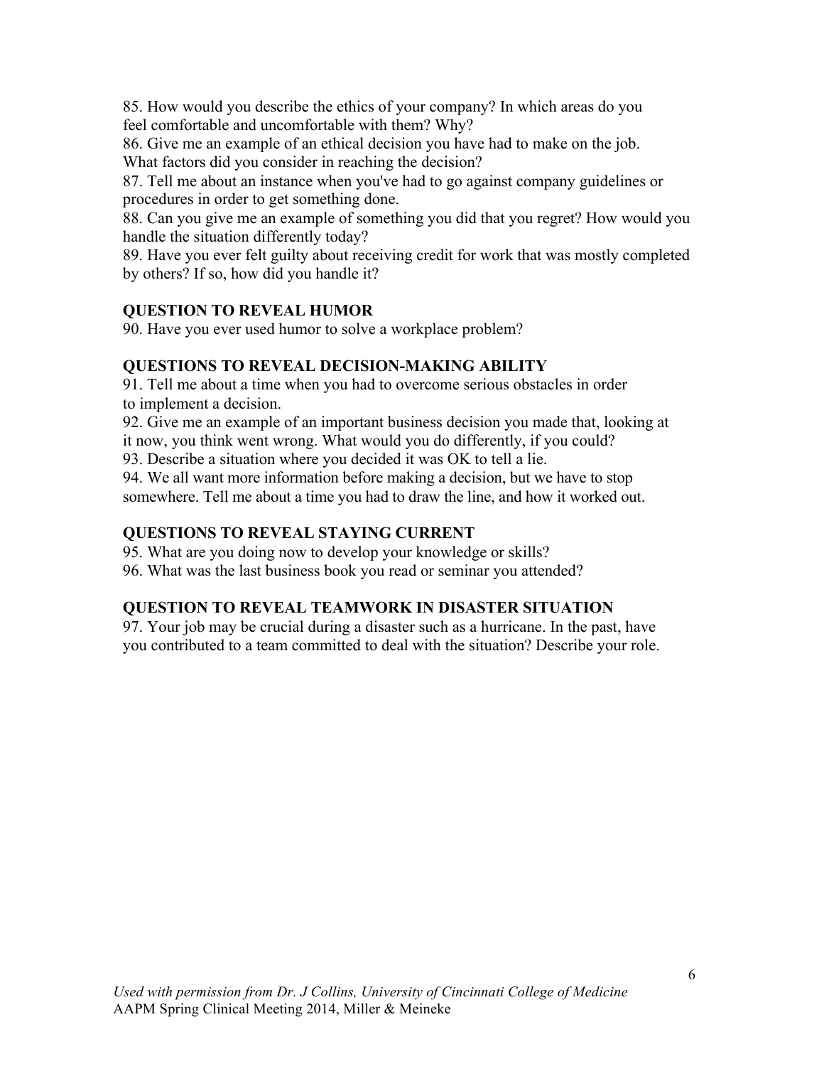85. How would you describe the ethics of your company? In which areas do you feel comfortable and uncomfortable with them? Why?
86. Give me an example of an ethical decision you have had to make on the job. What factors did you consider in reaching the decision?
87. Tell me about an instance when you've had to go against company guidelines or procedures in order to get something done.
88. Can you give me an example of something you did that you regret? How would you handle the situation differently today?
89. Have you ever felt guilty about receiving credit for work that was mostly completed by others? If so, how did you handle it?

**QUESTION TO REVEAL HUMOR**

90. Have you ever used humor to solve a workplace problem?

**QUESTIONS TO REVEAL DECISION-MAKING ABILITY**

91. Tell me about a time when you had to overcome serious obstacles in order to implement a decision.
92. Give me an example of an important business decision you made that, looking at it now, you think went wrong. What would you do differently, if you could?
93. Describe a situation where you decided it was OK to tell a lie.
94. We all want more information before making a decision, but we have to stop somewhere. Tell me about a time you had to draw the line, and how it worked out.

**QUESTIONS TO REVEAL STAYING CURRENT**

95. What are you doing now to develop your knowledge or skills?
96. What was the last business book you read or seminar you attended?

**QUESTION TO REVEAL TEAMWORK IN DISASTER SITUATION**

97. Your job may be crucial during a disaster such as a hurricane. In the past, have you contributed to a team committed to deal with the situation? Describe your role.

*Used with permission from Dr. J Collins, University of Cincinnati College of Medicine*
AAPM Spring Clinical Meeting 2014, Miller & Meineke